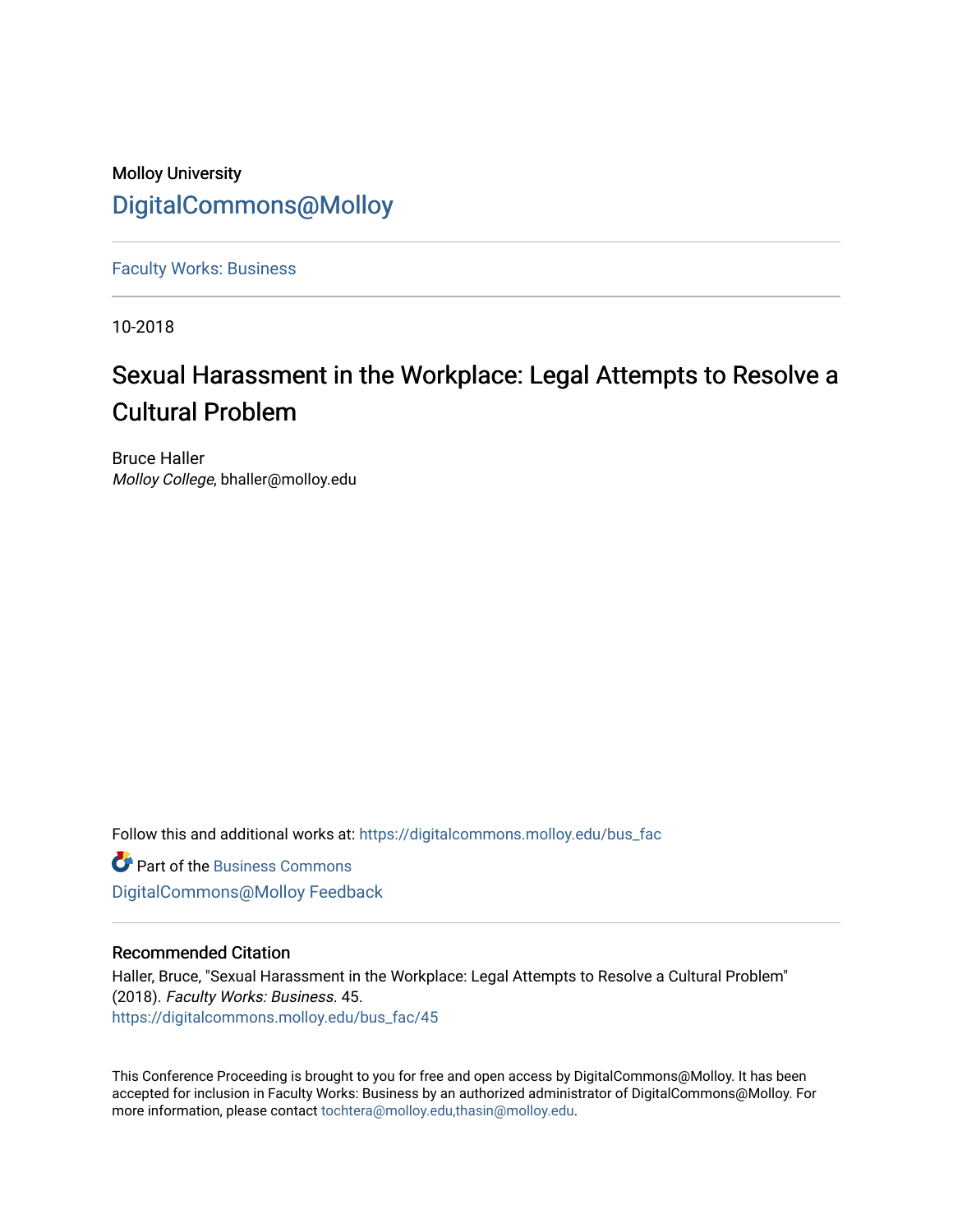Molloy University

DigitalCommons@Molloy

Faculty Works: Business

10-2018

# Sexual Harassment in the Workplace: Legal Attempts to Resolve a Cultural Problem

Bruce Haller
*Molloy College*, bhaller@molloy.edu

Follow this and additional works at: https://digitalcommons.molloy.edu/bus_fac

Part of the Business Commons

DigitalCommons@Molloy Feedback

## Recommended Citation

Haller, Bruce, "Sexual Harassment in the Workplace: Legal Attempts to Resolve a Cultural Problem" (2018). *Faculty Works: Business*. 45.
https://digitalcommons.molloy.edu/bus_fac/45

This Conference Proceeding is brought to you for free and open access by DigitalCommons@Molloy. It has been accepted for inclusion in Faculty Works: Business by an authorized administrator of DigitalCommons@Molloy. For more information, please contact tochtera@molloy.edu,thasin@molloy.edu.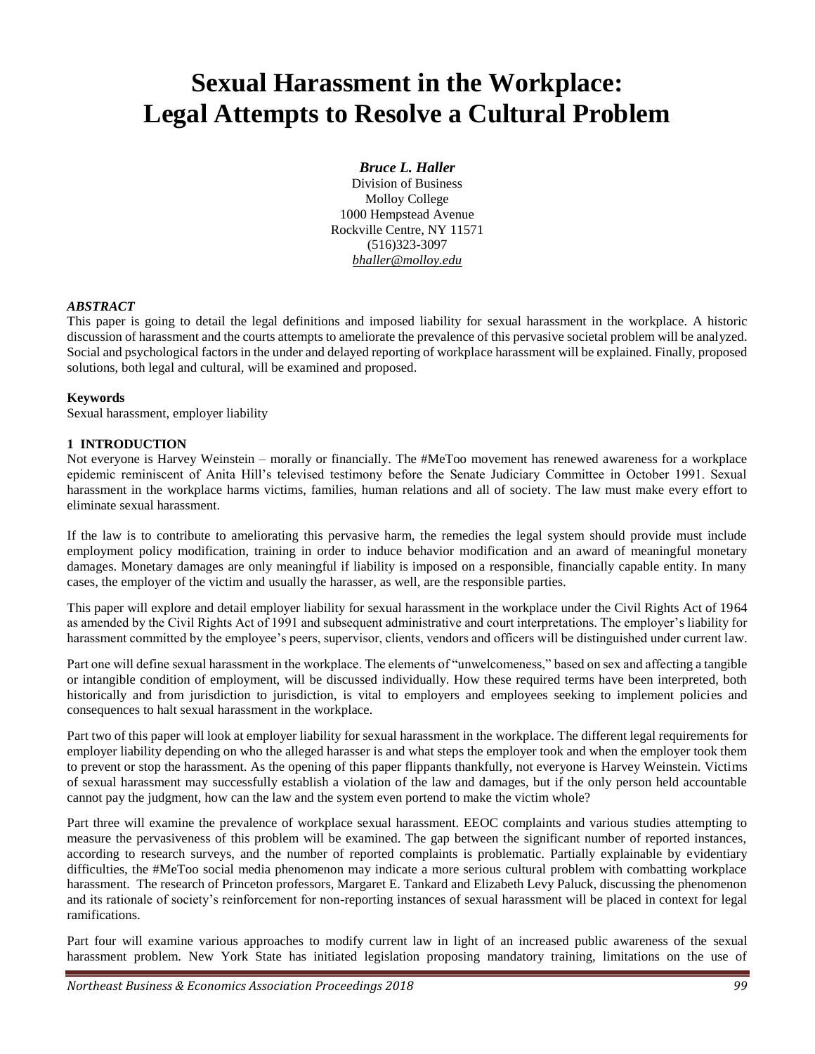// Sexual Harassment in the Workplace: Legal Attempts to Resolve a Cultural Problem

# Sexual Harassment in the Workplace: Legal Attempts to Resolve a Cultural Problem

***Bruce L. Haller***
Division of Business
Molloy College
1000 Hempstead Avenue
Rockville Centre, NY 11571
(516)323-3097
*bhaller@molloy.edu*

***ABSTRACT***

This paper is going to detail the legal definitions and imposed liability for sexual harassment in the workplace. A historic discussion of harassment and the courts attempts to ameliorate the prevalence of this pervasive societal problem will be analyzed. Social and psychological factors in the under and delayed reporting of workplace harassment will be explained. Finally, proposed solutions, both legal and cultural, will be examined and proposed.

**Keywords**

Sexual harassment, employer liability

## 1 INTRODUCTION

Not everyone is Harvey Weinstein – morally or financially. The #MeToo movement has renewed awareness for a workplace epidemic reminiscent of Anita Hill's televised testimony before the Senate Judiciary Committee in October 1991. Sexual harassment in the workplace harms victims, families, human relations and all of society. The law must make every effort to eliminate sexual harassment.

If the law is to contribute to ameliorating this pervasive harm, the remedies the legal system should provide must include employment policy modification, training in order to induce behavior modification and an award of meaningful monetary damages. Monetary damages are only meaningful if liability is imposed on a responsible, financially capable entity. In many cases, the employer of the victim and usually the harasser, as well, are the responsible parties.

This paper will explore and detail employer liability for sexual harassment in the workplace under the Civil Rights Act of 1964 as amended by the Civil Rights Act of 1991 and subsequent administrative and court interpretations. The employer's liability for harassment committed by the employee's peers, supervisor, clients, vendors and officers will be distinguished under current law.

Part one will define sexual harassment in the workplace. The elements of "unwelcomeness," based on sex and affecting a tangible or intangible condition of employment, will be discussed individually. How these required terms have been interpreted, both historically and from jurisdiction to jurisdiction, is vital to employers and employees seeking to implement policies and consequences to halt sexual harassment in the workplace.

Part two of this paper will look at employer liability for sexual harassment in the workplace. The different legal requirements for employer liability depending on who the alleged harasser is and what steps the employer took and when the employer took them to prevent or stop the harassment. As the opening of this paper flippants thankfully, not everyone is Harvey Weinstein. Victims of sexual harassment may successfully establish a violation of the law and damages, but if the only person held accountable cannot pay the judgment, how can the law and the system even portend to make the victim whole?

Part three will examine the prevalence of workplace sexual harassment. EEOC complaints and various studies attempting to measure the pervasiveness of this problem will be examined. The gap between the significant number of reported instances, according to research surveys, and the number of reported complaints is problematic. Partially explainable by evidentiary difficulties, the #MeToo social media phenomenon may indicate a more serious cultural problem with combatting workplace harassment. The research of Princeton professors, Margaret E. Tankard and Elizabeth Levy Paluck, discussing the phenomenon and its rationale of society's reinforcement for non-reporting instances of sexual harassment will be placed in context for legal ramifications.

Part four will examine various approaches to modify current law in light of an increased public awareness of the sexual harassment problem. New York State has initiated legislation proposing mandatory training, limitations on the use of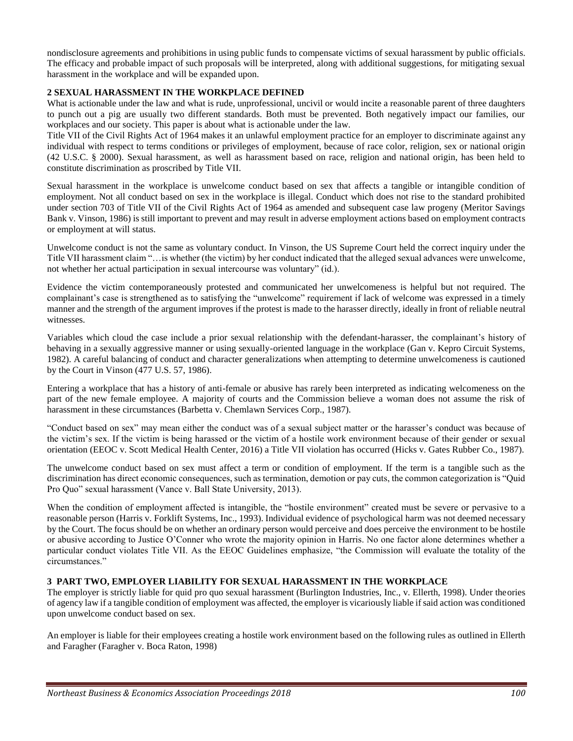nondisclosure agreements and prohibitions in using public funds to compensate victims of sexual harassment by public officials. The efficacy and probable impact of such proposals will be interpreted, along with additional suggestions, for mitigating sexual harassment in the workplace and will be expanded upon.

## 2 SEXUAL HARASSMENT IN THE WORKPLACE DEFINED

What is actionable under the law and what is rude, unprofessional, uncivil or would incite a reasonable parent of three daughters to punch out a pig are usually two different standards. Both must be prevented. Both negatively impact our families, our workplaces and our society. This paper is about what is actionable under the law.

Title VII of the Civil Rights Act of 1964 makes it an unlawful employment practice for an employer to discriminate against any individual with respect to terms conditions or privileges of employment, because of race color, religion, sex or national origin (42 U.S.C. § 2000). Sexual harassment, as well as harassment based on race, religion and national origin, has been held to constitute discrimination as proscribed by Title VII.

Sexual harassment in the workplace is unwelcome conduct based on sex that affects a tangible or intangible condition of employment. Not all conduct based on sex in the workplace is illegal. Conduct which does not rise to the standard prohibited under section 703 of Title VII of the Civil Rights Act of 1964 as amended and subsequent case law progeny (Meritor Savings Bank v. Vinson, 1986) is still important to prevent and may result in adverse employment actions based on employment contracts or employment at will status.

Unwelcome conduct is not the same as voluntary conduct. In Vinson, the US Supreme Court held the correct inquiry under the Title VII harassment claim "…is whether (the victim) by her conduct indicated that the alleged sexual advances were unwelcome, not whether her actual participation in sexual intercourse was voluntary" (id.).

Evidence the victim contemporaneously protested and communicated her unwelcomeness is helpful but not required. The complainant's case is strengthened as to satisfying the "unwelcome" requirement if lack of welcome was expressed in a timely manner and the strength of the argument improves if the protest is made to the harasser directly, ideally in front of reliable neutral witnesses.

Variables which cloud the case include a prior sexual relationship with the defendant-harasser, the complainant's history of behaving in a sexually aggressive manner or using sexually-oriented language in the workplace (Gan v. Kepro Circuit Systems, 1982). A careful balancing of conduct and character generalizations when attempting to determine unwelcomeness is cautioned by the Court in Vinson (477 U.S. 57, 1986).

Entering a workplace that has a history of anti-female or abusive has rarely been interpreted as indicating welcomeness on the part of the new female employee. A majority of courts and the Commission believe a woman does not assume the risk of harassment in these circumstances (Barbetta v. Chemlawn Services Corp., 1987).

"Conduct based on sex" may mean either the conduct was of a sexual subject matter or the harasser's conduct was because of the victim's sex. If the victim is being harassed or the victim of a hostile work environment because of their gender or sexual orientation (EEOC v. Scott Medical Health Center, 2016) a Title VII violation has occurred (Hicks v. Gates Rubber Co., 1987).

The unwelcome conduct based on sex must affect a term or condition of employment. If the term is a tangible such as the discrimination has direct economic consequences, such as termination, demotion or pay cuts, the common categorization is "Quid Pro Quo" sexual harassment (Vance v. Ball State University, 2013).

When the condition of employment affected is intangible, the "hostile environment" created must be severe or pervasive to a reasonable person (Harris v. Forklift Systems, Inc., 1993). Individual evidence of psychological harm was not deemed necessary by the Court. The focus should be on whether an ordinary person would perceive and does perceive the environment to be hostile or abusive according to Justice O'Conner who wrote the majority opinion in Harris. No one factor alone determines whether a particular conduct violates Title VII. As the EEOC Guidelines emphasize, "the Commission will evaluate the totality of the circumstances."

## 3 PART TWO, EMPLOYER LIABILITY FOR SEXUAL HARASSMENT IN THE WORKPLACE

The employer is strictly liable for quid pro quo sexual harassment (Burlington Industries, Inc., v. Ellerth, 1998). Under theories of agency law if a tangible condition of employment was affected, the employer is vicariously liable if said action was conditioned upon unwelcome conduct based on sex.

An employer is liable for their employees creating a hostile work environment based on the following rules as outlined in Ellerth and Faragher (Faragher v. Boca Raton, 1998)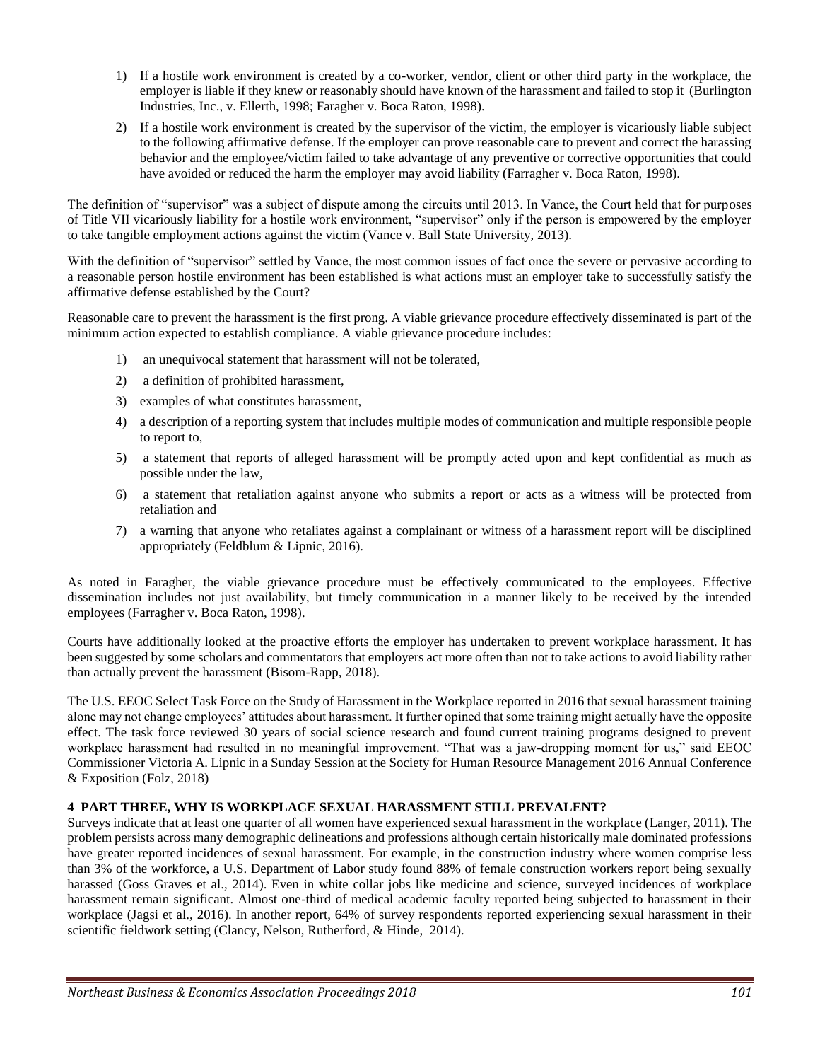1) If a hostile work environment is created by a co-worker, vendor, client or other third party in the workplace, the employer is liable if they knew or reasonably should have known of the harassment and failed to stop it (Burlington Industries, Inc., v. Ellerth, 1998; Faragher v. Boca Raton, 1998).

2) If a hostile work environment is created by the supervisor of the victim, the employer is vicariously liable subject to the following affirmative defense. If the employer can prove reasonable care to prevent and correct the harassing behavior and the employee/victim failed to take advantage of any preventive or corrective opportunities that could have avoided or reduced the harm the employer may avoid liability (Farragher v. Boca Raton, 1998).

The definition of "supervisor" was a subject of dispute among the circuits until 2013. In Vance, the Court held that for purposes of Title VII vicariously liability for a hostile work environment, "supervisor" only if the person is empowered by the employer to take tangible employment actions against the victim (Vance v. Ball State University, 2013).

With the definition of "supervisor" settled by Vance, the most common issues of fact once the severe or pervasive according to a reasonable person hostile environment has been established is what actions must an employer take to successfully satisfy the affirmative defense established by the Court?

Reasonable care to prevent the harassment is the first prong. A viable grievance procedure effectively disseminated is part of the minimum action expected to establish compliance. A viable grievance procedure includes:

1) an unequivocal statement that harassment will not be tolerated,
2) a definition of prohibited harassment,
3) examples of what constitutes harassment,
4) a description of a reporting system that includes multiple modes of communication and multiple responsible people to report to,
5) a statement that reports of alleged harassment will be promptly acted upon and kept confidential as much as possible under the law,
6) a statement that retaliation against anyone who submits a report or acts as a witness will be protected from retaliation and
7) a warning that anyone who retaliates against a complainant or witness of a harassment report will be disciplined appropriately (Feldblum & Lipnic, 2016).

As noted in Faragher, the viable grievance procedure must be effectively communicated to the employees. Effective dissemination includes not just availability, but timely communication in a manner likely to be received by the intended employees (Farragher v. Boca Raton, 1998).

Courts have additionally looked at the proactive efforts the employer has undertaken to prevent workplace harassment. It has been suggested by some scholars and commentators that employers act more often than not to take actions to avoid liability rather than actually prevent the harassment (Bisom-Rapp, 2018).

The U.S. EEOC Select Task Force on the Study of Harassment in the Workplace reported in 2016 that sexual harassment training alone may not change employees' attitudes about harassment. It further opined that some training might actually have the opposite effect. The task force reviewed 30 years of social science research and found current training programs designed to prevent workplace harassment had resulted in no meaningful improvement. "That was a jaw-dropping moment for us," said EEOC Commissioner Victoria A. Lipnic in a Sunday Session at the Society for Human Resource Management 2016 Annual Conference & Exposition (Folz, 2018)

## 4 PART THREE, WHY IS WORKPLACE SEXUAL HARASSMENT STILL PREVALENT?

Surveys indicate that at least one quarter of all women have experienced sexual harassment in the workplace (Langer, 2011). The problem persists across many demographic delineations and professions although certain historically male dominated professions have greater reported incidences of sexual harassment. For example, in the construction industry where women comprise less than 3% of the workforce, a U.S. Department of Labor study found 88% of female construction workers report being sexually harassed (Goss Graves et al., 2014). Even in white collar jobs like medicine and science, surveyed incidences of workplace harassment remain significant. Almost one-third of medical academic faculty reported being subjected to harassment in their workplace (Jagsi et al., 2016). In another report, 64% of survey respondents reported experiencing sexual harassment in their scientific fieldwork setting (Clancy, Nelson, Rutherford, & Hinde, 2014).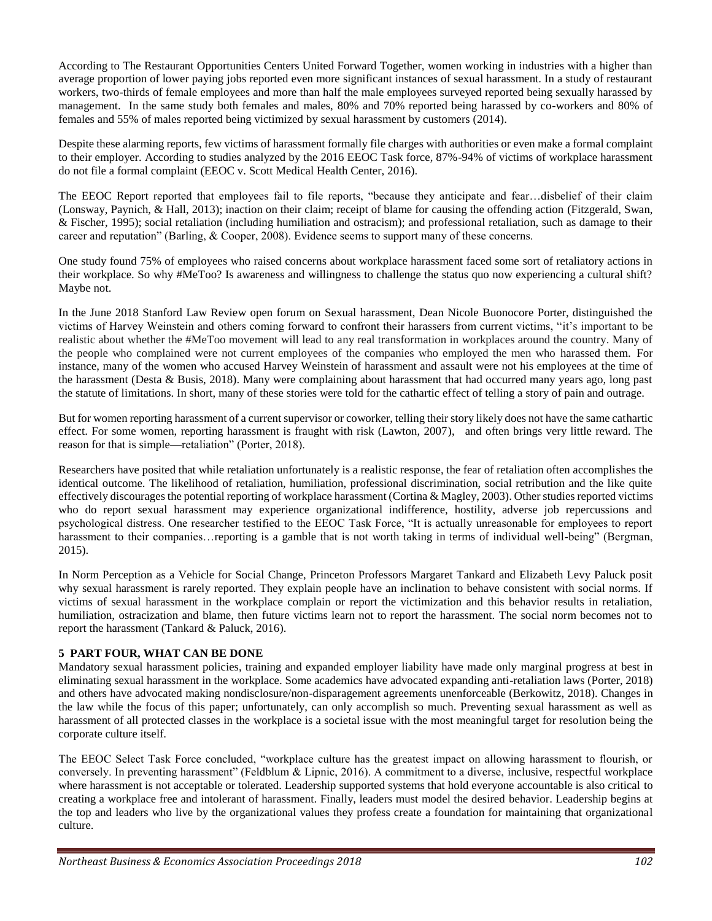According to The Restaurant Opportunities Centers United Forward Together, women working in industries with a higher than average proportion of lower paying jobs reported even more significant instances of sexual harassment. In a study of restaurant workers, two-thirds of female employees and more than half the male employees surveyed reported being sexually harassed by management. In the same study both females and males, 80% and 70% reported being harassed by co-workers and 80% of females and 55% of males reported being victimized by sexual harassment by customers (2014).

Despite these alarming reports, few victims of harassment formally file charges with authorities or even make a formal complaint to their employer. According to studies analyzed by the 2016 EEOC Task force, 87%-94% of victims of workplace harassment do not file a formal complaint (EEOC v. Scott Medical Health Center, 2016).

The EEOC Report reported that employees fail to file reports, "because they anticipate and fear…disbelief of their claim (Lonsway, Paynich, & Hall, 2013); inaction on their claim; receipt of blame for causing the offending action (Fitzgerald, Swan, & Fischer, 1995); social retaliation (including humiliation and ostracism); and professional retaliation, such as damage to their career and reputation" (Barling, & Cooper, 2008). Evidence seems to support many of these concerns.

One study found 75% of employees who raised concerns about workplace harassment faced some sort of retaliatory actions in their workplace. So why #MeToo? Is awareness and willingness to challenge the status quo now experiencing a cultural shift? Maybe not.

In the June 2018 Stanford Law Review open forum on Sexual harassment, Dean Nicole Buonocore Porter, distinguished the victims of Harvey Weinstein and others coming forward to confront their harassers from current victims, "it's important to be realistic about whether the #MeToo movement will lead to any real transformation in workplaces around the country. Many of the people who complained were not current employees of the companies who employed the men who harassed them. For instance, many of the women who accused Harvey Weinstein of harassment and assault were not his employees at the time of the harassment (Desta & Busis, 2018). Many were complaining about harassment that had occurred many years ago, long past the statute of limitations. In short, many of these stories were told for the cathartic effect of telling a story of pain and outrage.

But for women reporting harassment of a current supervisor or coworker, telling their story likely does not have the same cathartic effect. For some women, reporting harassment is fraught with risk (Lawton, 2007), and often brings very little reward. The reason for that is simple—retaliation" (Porter, 2018).

Researchers have posited that while retaliation unfortunately is a realistic response, the fear of retaliation often accomplishes the identical outcome. The likelihood of retaliation, humiliation, professional discrimination, social retribution and the like quite effectively discourages the potential reporting of workplace harassment (Cortina & Magley, 2003). Other studies reported victims who do report sexual harassment may experience organizational indifference, hostility, adverse job repercussions and psychological distress. One researcher testified to the EEOC Task Force, "It is actually unreasonable for employees to report harassment to their companies…reporting is a gamble that is not worth taking in terms of individual well-being" (Bergman, 2015).

In Norm Perception as a Vehicle for Social Change, Princeton Professors Margaret Tankard and Elizabeth Levy Paluck posit why sexual harassment is rarely reported. They explain people have an inclination to behave consistent with social norms. If victims of sexual harassment in the workplace complain or report the victimization and this behavior results in retaliation, humiliation, ostracization and blame, then future victims learn not to report the harassment. The social norm becomes not to report the harassment (Tankard & Paluck, 2016).

## 5 PART FOUR, WHAT CAN BE DONE

Mandatory sexual harassment policies, training and expanded employer liability have made only marginal progress at best in eliminating sexual harassment in the workplace. Some academics have advocated expanding anti-retaliation laws (Porter, 2018) and others have advocated making nondisclosure/non-disparagement agreements unenforceable (Berkowitz, 2018). Changes in the law while the focus of this paper; unfortunately, can only accomplish so much. Preventing sexual harassment as well as harassment of all protected classes in the workplace is a societal issue with the most meaningful target for resolution being the corporate culture itself.

The EEOC Select Task Force concluded, "workplace culture has the greatest impact on allowing harassment to flourish, or conversely. In preventing harassment" (Feldblum & Lipnic, 2016). A commitment to a diverse, inclusive, respectful workplace where harassment is not acceptable or tolerated. Leadership supported systems that hold everyone accountable is also critical to creating a workplace free and intolerant of harassment. Finally, leaders must model the desired behavior. Leadership begins at the top and leaders who live by the organizational values they profess create a foundation for maintaining that organizational culture.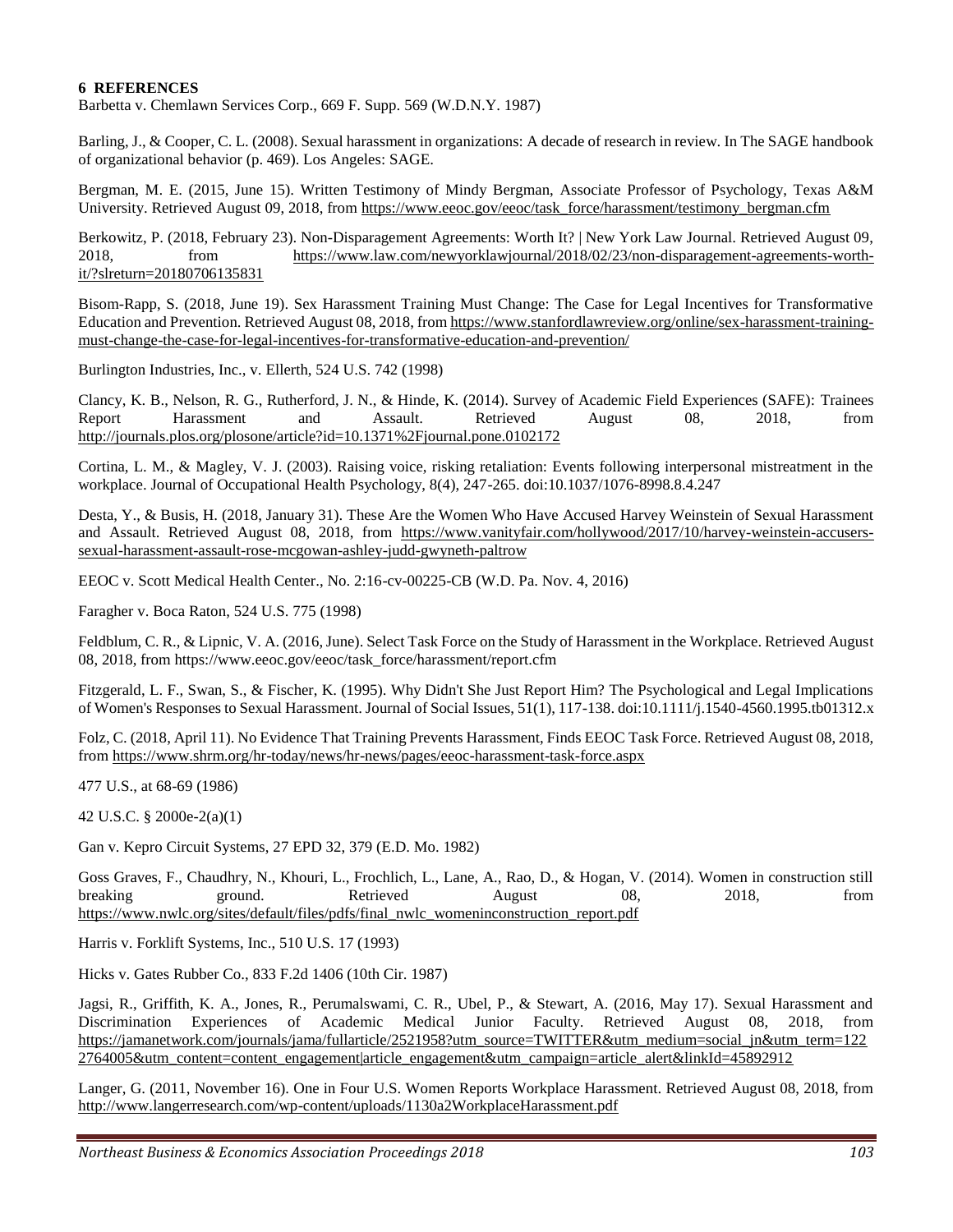## 6 REFERENCES

Barbetta v. Chemlawn Services Corp., 669 F. Supp. 569 (W.D.N.Y. 1987)

Barling, J., & Cooper, C. L. (2008). Sexual harassment in organizations: A decade of research in review. In The SAGE handbook of organizational behavior (p. 469). Los Angeles: SAGE.

Bergman, M. E. (2015, June 15). Written Testimony of Mindy Bergman, Associate Professor of Psychology, Texas A&M University. Retrieved August 09, 2018, from https://www.eeoc.gov/eeoc/task_force/harassment/testimony_bergman.cfm

Berkowitz, P. (2018, February 23). Non-Disparagement Agreements: Worth It? | New York Law Journal. Retrieved August 09, 2018, from https://www.law.com/newyorklawjournal/2018/02/23/non-disparagement-agreements-worth-it/?slreturn=20180706135831

Bisom-Rapp, S. (2018, June 19). Sex Harassment Training Must Change: The Case for Legal Incentives for Transformative Education and Prevention. Retrieved August 08, 2018, from https://www.stanfordlawreview.org/online/sex-harassment-training-must-change-the-case-for-legal-incentives-for-transformative-education-and-prevention/

Burlington Industries, Inc., v. Ellerth, 524 U.S. 742 (1998)

Clancy, K. B., Nelson, R. G., Rutherford, J. N., & Hinde, K. (2014). Survey of Academic Field Experiences (SAFE): Trainees Report Harassment and Assault. Retrieved August 08, 2018, from http://journals.plos.org/plosone/article?id=10.1371%2Fjournal.pone.0102172

Cortina, L. M., & Magley, V. J. (2003). Raising voice, risking retaliation: Events following interpersonal mistreatment in the workplace. Journal of Occupational Health Psychology, 8(4), 247-265. doi:10.1037/1076-8998.8.4.247

Desta, Y., & Busis, H. (2018, January 31). These Are the Women Who Have Accused Harvey Weinstein of Sexual Harassment and Assault. Retrieved August 08, 2018, from https://www.vanityfair.com/hollywood/2017/10/harvey-weinstein-accusers-sexual-harassment-assault-rose-mcgowan-ashley-judd-gwyneth-paltrow

EEOC v. Scott Medical Health Center., No. 2:16-cv-00225-CB (W.D. Pa. Nov. 4, 2016)

Faragher v. Boca Raton, 524 U.S. 775 (1998)

Feldblum, C. R., & Lipnic, V. A. (2016, June). Select Task Force on the Study of Harassment in the Workplace. Retrieved August 08, 2018, from https://www.eeoc.gov/eeoc/task_force/harassment/report.cfm

Fitzgerald, L. F., Swan, S., & Fischer, K. (1995). Why Didn't She Just Report Him? The Psychological and Legal Implications of Women's Responses to Sexual Harassment. Journal of Social Issues, 51(1), 117-138. doi:10.1111/j.1540-4560.1995.tb01312.x

Folz, C. (2018, April 11). No Evidence That Training Prevents Harassment, Finds EEOC Task Force. Retrieved August 08, 2018, from https://www.shrm.org/hr-today/news/hr-news/pages/eeoc-harassment-task-force.aspx

477 U.S., at 68-69 (1986)

42 U.S.C. § 2000e-2(a)(1)

Gan v. Kepro Circuit Systems, 27 EPD 32, 379 (E.D. Mo. 1982)

Goss Graves, F., Chaudhry, N., Khouri, L., Frochlich, L., Lane, A., Rao, D., & Hogan, V. (2014). Women in construction still breaking ground. Retrieved August 08, 2018, from https://www.nwlc.org/sites/default/files/pdfs/final_nwlc_womeninconstruction_report.pdf

Harris v. Forklift Systems, Inc., 510 U.S. 17 (1993)

Hicks v. Gates Rubber Co., 833 F.2d 1406 (10th Cir. 1987)

Jagsi, R., Griffith, K. A., Jones, R., Perumalswami, C. R., Ubel, P., & Stewart, A. (2016, May 17). Sexual Harassment and Discrimination Experiences of Academic Medical Junior Faculty. Retrieved August 08, 2018, from https://jamanetwork.com/journals/jama/fullarticle/2521958?utm_source=TWITTER&utm_medium=social_jn&utm_term=1222764005&utm_content=content_engagement|article_engagement&utm_campaign=article_alert&linkId=45892912

Langer, G. (2011, November 16). One in Four U.S. Women Reports Workplace Harassment. Retrieved August 08, 2018, from http://www.langerresearch.com/wp-content/uploads/1130a2WorkplaceHarassment.pdf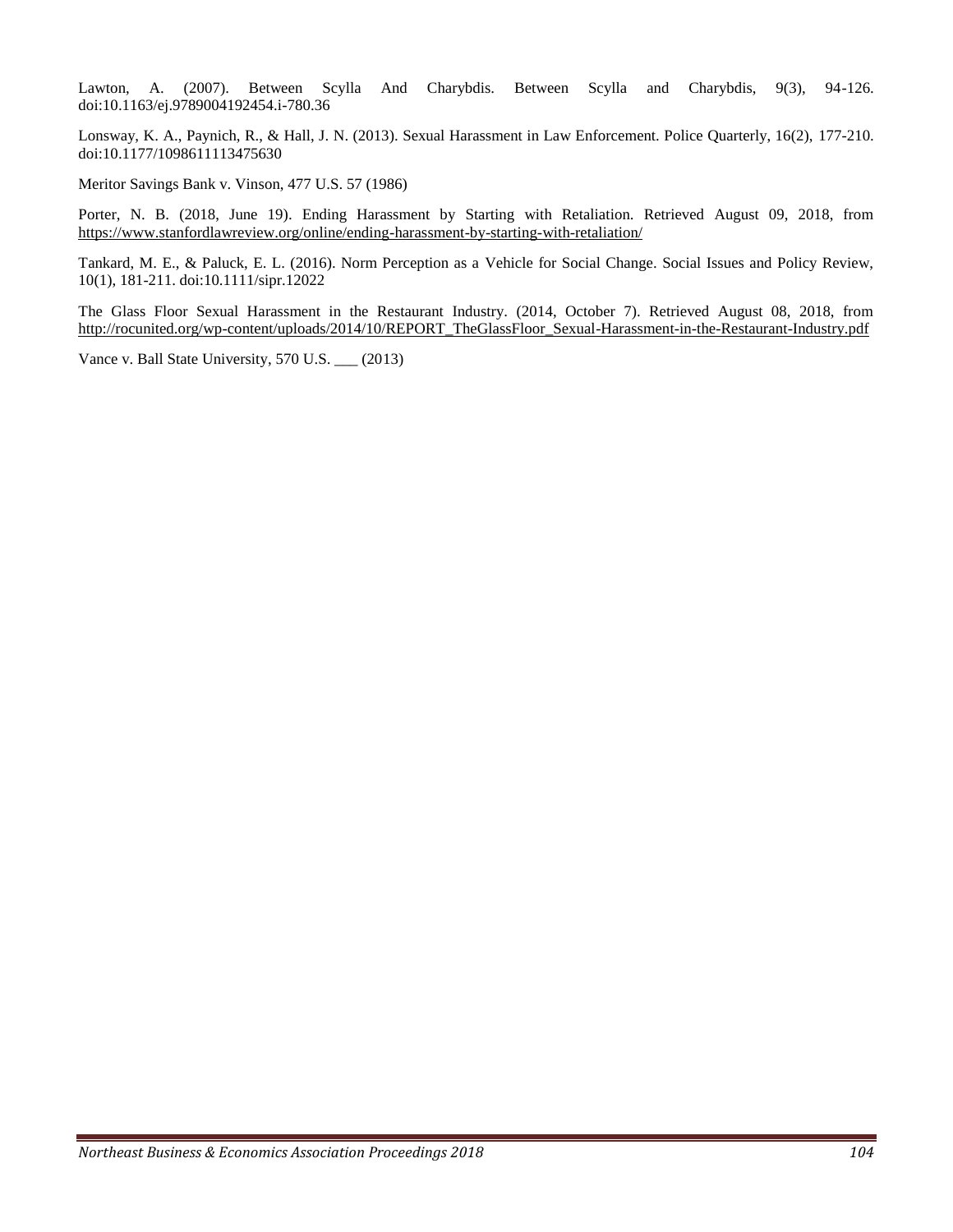Lawton, A. (2007). Between Scylla And Charybdis. Between Scylla and Charybdis, 9(3), 94-126. doi:10.1163/ej.9789004192454.i-780.36

Lonsway, K. A., Paynich, R., & Hall, J. N. (2013). Sexual Harassment in Law Enforcement. Police Quarterly, 16(2), 177-210. doi:10.1177/1098611113475630

Meritor Savings Bank v. Vinson, 477 U.S. 57 (1986)

Porter, N. B. (2018, June 19). Ending Harassment by Starting with Retaliation. Retrieved August 09, 2018, from https://www.stanfordlawreview.org/online/ending-harassment-by-starting-with-retaliation/

Tankard, M. E., & Paluck, E. L. (2016). Norm Perception as a Vehicle for Social Change. Social Issues and Policy Review, 10(1), 181-211. doi:10.1111/sipr.12022

The Glass Floor Sexual Harassment in the Restaurant Industry. (2014, October 7). Retrieved August 08, 2018, from http://rocunited.org/wp-content/uploads/2014/10/REPORT_TheGlassFloor_Sexual-Harassment-in-the-Restaurant-Industry.pdf

Vance v. Ball State University, 570 U.S. ___ (2013)